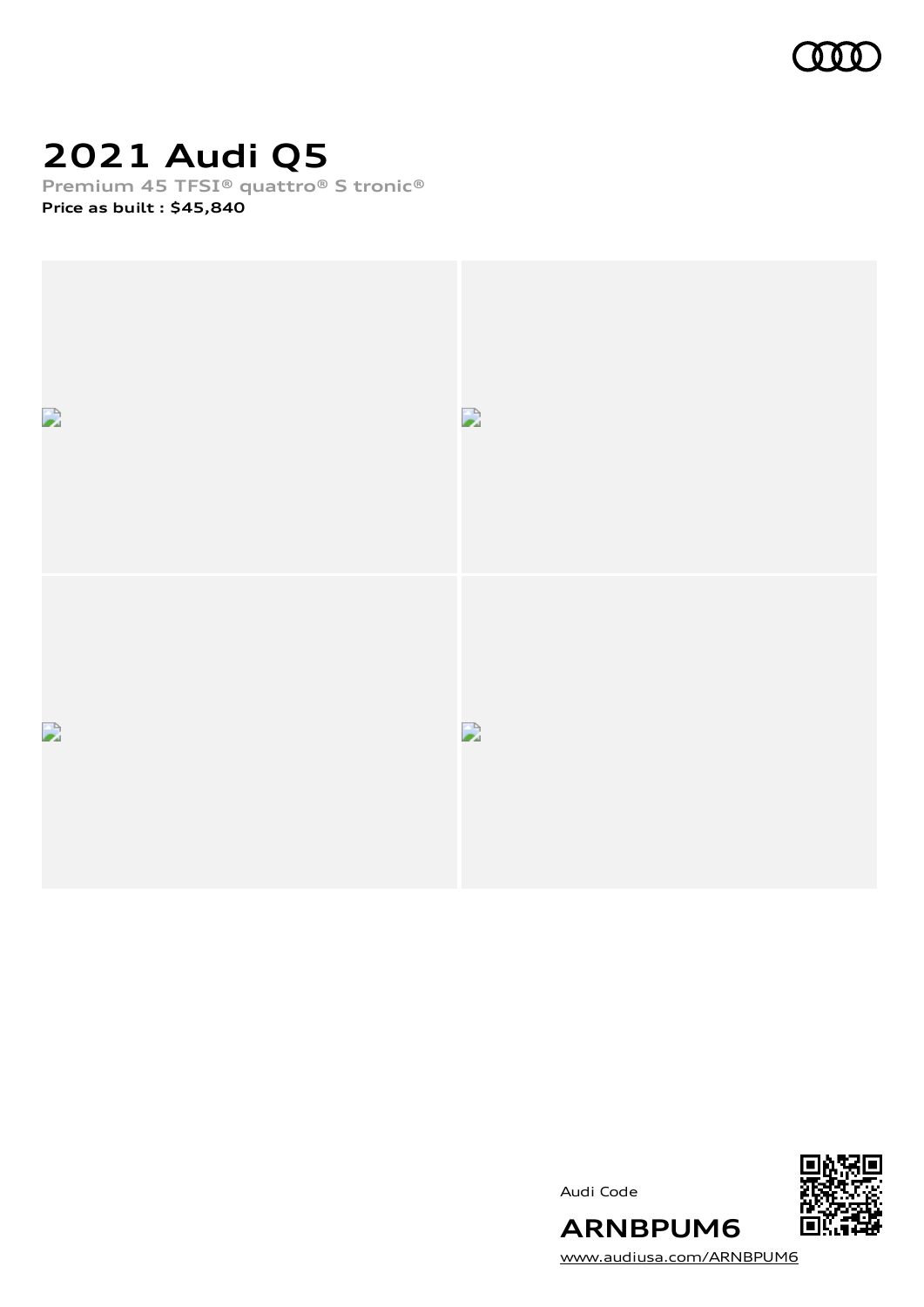# 2021 Audi Q5

**Premium 45 TFSI® quattro® S tronic®**

**Price as built : $45,840**

Audi Code

**ARNBPUM6**

www.audiusa.com/ARNBPUM6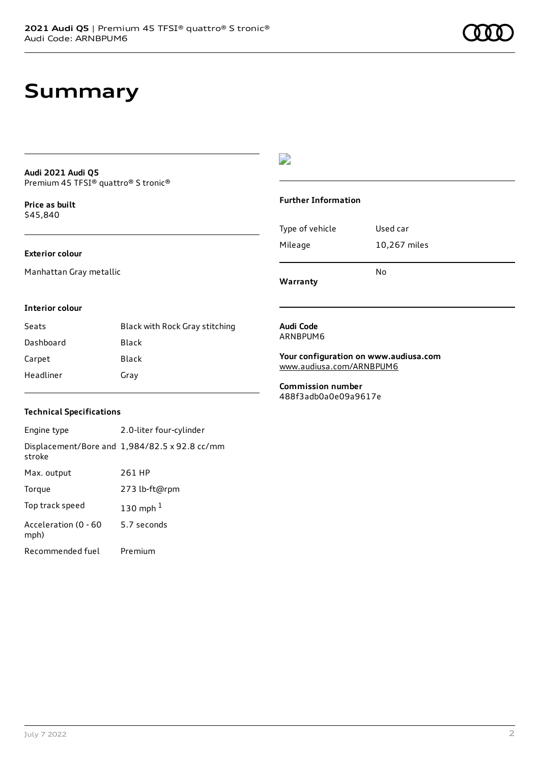# Summary

**Audi 2021 Audi Q5**
Premium 45 TFSI® quattro® S tronic®

**Price as built**
$45,840

### Exterior colour

Manhattan Gray metallic

### Interior colour

| | |
|---|---|
| Seats | Black with Rock Gray stitching |
| Dashboard | Black |
| Carpet | Black |
| Headliner | Gray |

### Technical Specifications

| | |
|---|---|
| Engine type | 2.0-liter four-cylinder |
| Displacement/Bore and stroke | 1,984/82.5 x 92.8 cc/mm |
| Max. output | 261 HP |
| Torque | 273 lb-ft@rpm |
| Top track speed | 130 mph [1] |
| Acceleration (0 - 60 mph) | 5.7 seconds |
| Recommended fuel | Premium |

### Further Information

| | |
|---|---|
| Type of vehicle | Used car |
| Mileage | 10,267 miles |
| Warranty | No |

**Audi Code**
ARNBPUM6

**Your configuration on www.audiusa.com**
www.audiusa.com/ARNBPUM6

**Commission number**
488f3adb0a0e09a9617e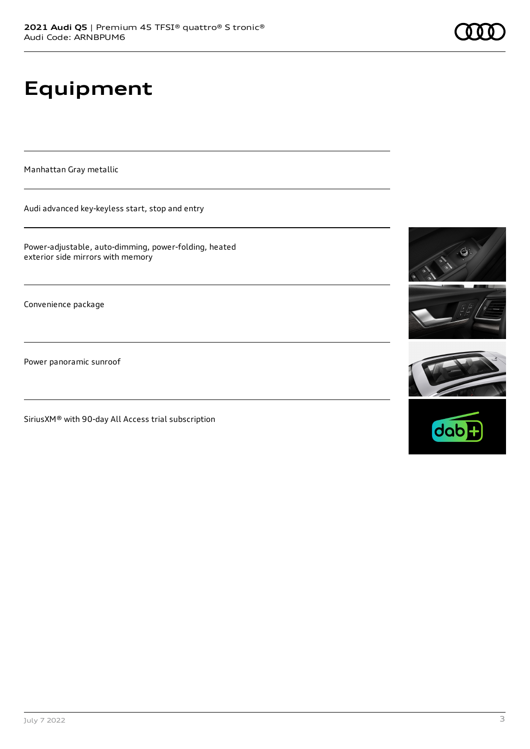# Equipment

Manhattan Gray metallic

Audi advanced key-keyless start, stop and entry

Power-adjustable, auto-dimming, power-folding, heated exterior side mirrors with memory

Convenience package

Power panoramic sunroof

SiriusXM® with 90-day All Access trial subscription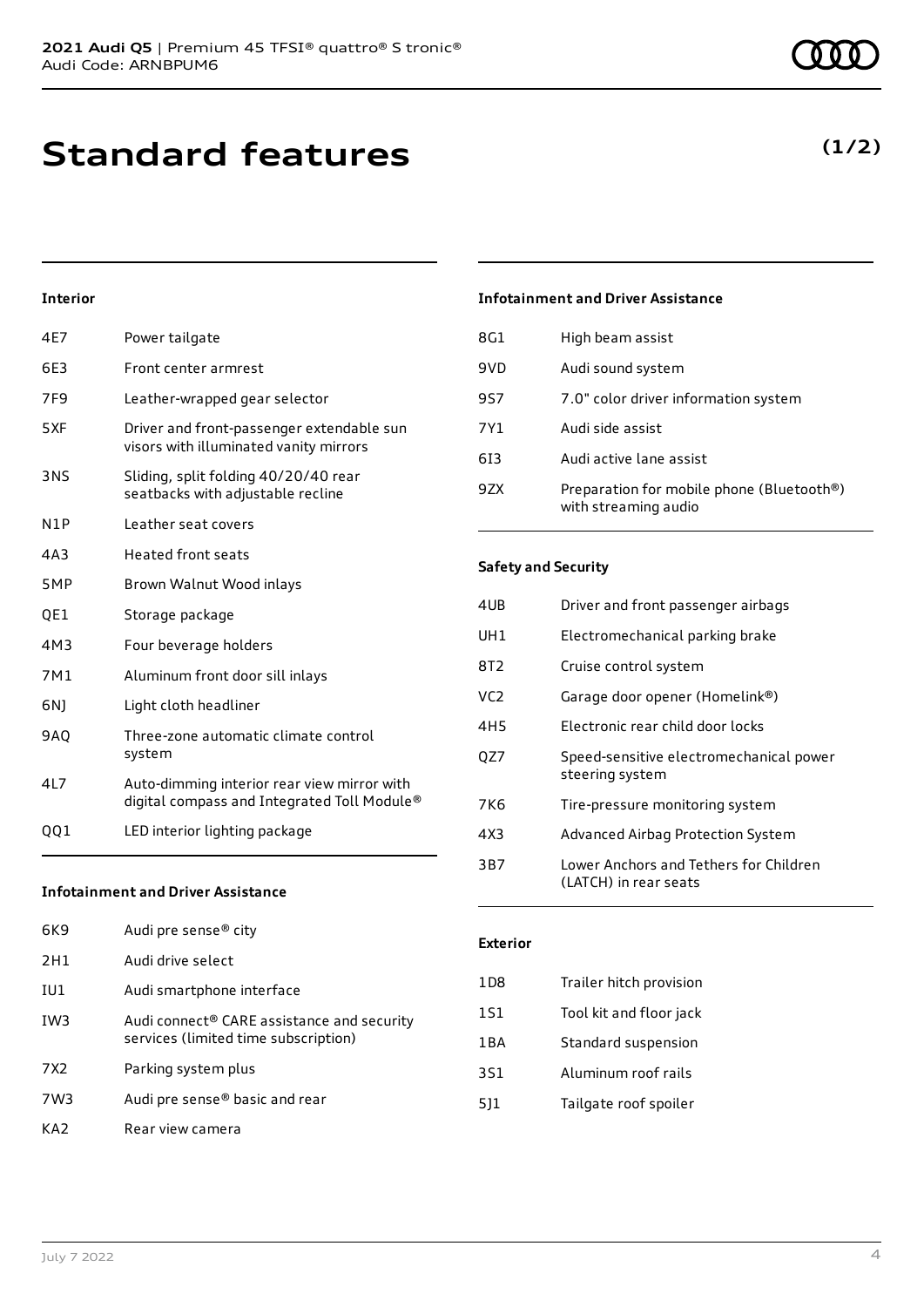# Standard features

**(1/2)**

### Interior

| | |
|---|---|
| 4E7 | Power tailgate |
| 6E3 | Front center armrest |
| 7F9 | Leather-wrapped gear selector |
| 5XF | Driver and front-passenger extendable sun visors with illuminated vanity mirrors |
| 3NS | Sliding, split folding 40/20/40 rear seatbacks with adjustable recline |
| N1P | Leather seat covers |
| 4A3 | Heated front seats |
| 5MP | Brown Walnut Wood inlays |
| QE1 | Storage package |
| 4M3 | Four beverage holders |
| 7M1 | Aluminum front door sill inlays |
| 6NJ | Light cloth headliner |
| 9AQ | Three-zone automatic climate control system |
| 4L7 | Auto-dimming interior rear view mirror with digital compass and Integrated Toll Module® |
| QQ1 | LED interior lighting package |

### Infotainment and Driver Assistance

| | |
|---|---|
| 6K9 | Audi pre sense® city |
| 2H1 | Audi drive select |
| IU1 | Audi smartphone interface |
| IW3 | Audi connect® CARE assistance and security services (limited time subscription) |
| 7X2 | Parking system plus |
| 7W3 | Audi pre sense® basic and rear |
| KA2 | Rear view camera |
| 8G1 | High beam assist |
| 9VD | Audi sound system |
| 9S7 | 7.0" color driver information system |
| 7Y1 | Audi side assist |
| 6I3 | Audi active lane assist |
| 9ZX | Preparation for mobile phone (Bluetooth®) with streaming audio |

### Safety and Security

| | |
|---|---|
| 4UB | Driver and front passenger airbags |
| UH1 | Electromechanical parking brake |
| 8T2 | Cruise control system |
| VC2 | Garage door opener (Homelink®) |
| 4H5 | Electronic rear child door locks |
| QZ7 | Speed-sensitive electromechanical power steering system |
| 7K6 | Tire-pressure monitoring system |
| 4X3 | Advanced Airbag Protection System |
| 3B7 | Lower Anchors and Tethers for Children (LATCH) in rear seats |

### Exterior

| | |
|---|---|
| 1D8 | Trailer hitch provision |
| 1S1 | Tool kit and floor jack |
| 1BA | Standard suspension |
| 3S1 | Aluminum roof rails |
| 5J1 | Tailgate roof spoiler |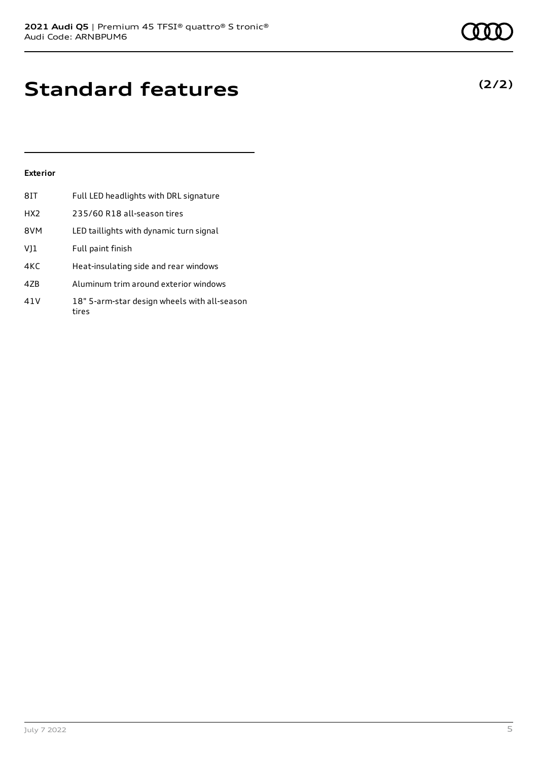# Standard features

**(2/2)**

### Exterior

| | |
|---|---|
| 8IT | Full LED headlights with DRL signature |
| HX2 | 235/60 R18 all-season tires |
| 8VM | LED taillights with dynamic turn signal |
| VJ1 | Full paint finish |
| 4KC | Heat-insulating side and rear windows |
| 4ZB | Aluminum trim around exterior windows |
| 41V | 18" 5-arm-star design wheels with all-season tires |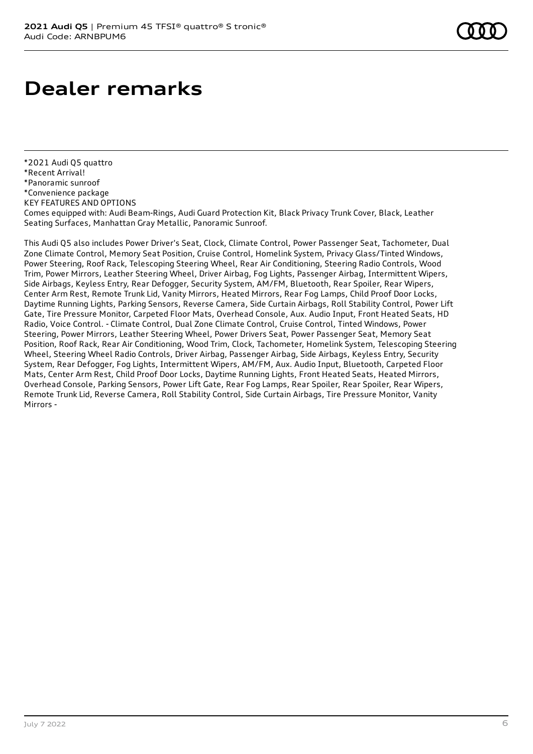# Dealer remarks

*2021 Audi Q5 quattro
*Recent Arrival!
*Panoramic sunroof
*Convenience package
KEY FEATURES AND OPTIONS
Comes equipped with: Audi Beam-Rings, Audi Guard Protection Kit, Black Privacy Trunk Cover, Black, Leather Seating Surfaces, Manhattan Gray Metallic, Panoramic Sunroof.

This Audi Q5 also includes Power Driver's Seat, Clock, Climate Control, Power Passenger Seat, Tachometer, Dual Zone Climate Control, Memory Seat Position, Cruise Control, Homelink System, Privacy Glass/Tinted Windows, Power Steering, Roof Rack, Telescoping Steering Wheel, Rear Air Conditioning, Steering Radio Controls, Wood Trim, Power Mirrors, Leather Steering Wheel, Driver Airbag, Fog Lights, Passenger Airbag, Intermittent Wipers, Side Airbags, Keyless Entry, Rear Defogger, Security System, AM/FM, Bluetooth, Rear Spoiler, Rear Wipers, Center Arm Rest, Remote Trunk Lid, Vanity Mirrors, Heated Mirrors, Rear Fog Lamps, Child Proof Door Locks, Daytime Running Lights, Parking Sensors, Reverse Camera, Side Curtain Airbags, Roll Stability Control, Power Lift Gate, Tire Pressure Monitor, Carpeted Floor Mats, Overhead Console, Aux. Audio Input, Front Heated Seats, HD Radio, Voice Control. - Climate Control, Dual Zone Climate Control, Cruise Control, Tinted Windows, Power Steering, Power Mirrors, Leather Steering Wheel, Power Drivers Seat, Power Passenger Seat, Memory Seat Position, Roof Rack, Rear Air Conditioning, Wood Trim, Clock, Tachometer, Homelink System, Telescoping Steering Wheel, Steering Wheel Radio Controls, Driver Airbag, Passenger Airbag, Side Airbags, Keyless Entry, Security System, Rear Defogger, Fog Lights, Intermittent Wipers, AM/FM, Aux. Audio Input, Bluetooth, Carpeted Floor Mats, Center Arm Rest, Child Proof Door Locks, Daytime Running Lights, Front Heated Seats, Heated Mirrors, Overhead Console, Parking Sensors, Power Lift Gate, Rear Fog Lamps, Rear Spoiler, Rear Spoiler, Rear Wipers, Remote Trunk Lid, Reverse Camera, Roll Stability Control, Side Curtain Airbags, Tire Pressure Monitor, Vanity Mirrors -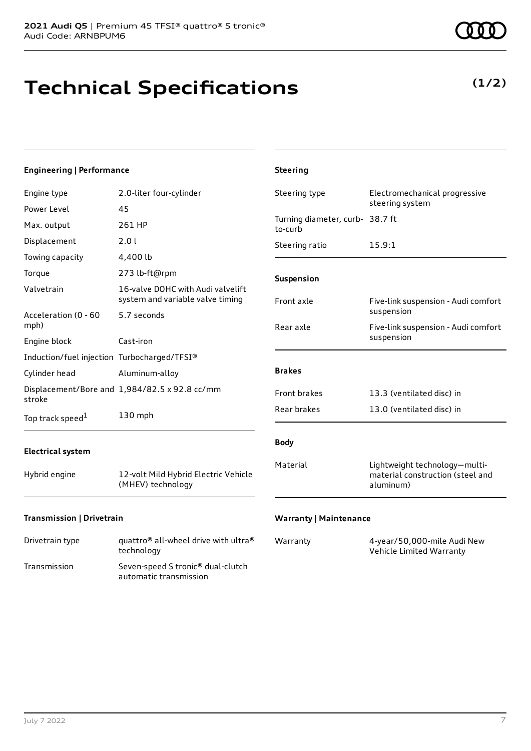# Technical Specifications

**(1/2)**

### Engineering | Performance

| | |
|---|---|
| Engine type | 2.0-liter four-cylinder |
| Power Level | 45 |
| Max. output | 261 HP |
| Displacement | 2.0 l |
| Towing capacity | 4,400 lb |
| Torque | 273 lb-ft@rpm |
| Valvetrain | 16-valve DOHC with Audi valvelift system and variable valve timing |
| Acceleration (0 - 60 mph) | 5.7 seconds |
| Engine block | Cast-iron |
| Induction/fuel injection | Turbocharged/TFSI® |
| Cylinder head | Aluminum-alloy |
| Displacement/Bore and stroke | 1,984/82.5 x 92.8 cc/mm |
| Top track speed[1] | 130 mph |

### Electrical system

| | |
|---|---|
| Hybrid engine | 12-volt Mild Hybrid Electric Vehicle (MHEV) technology |

### Transmission | Drivetrain

| | |
|---|---|
| Drivetrain type | quattro® all-wheel drive with ultra® technology |
| Transmission | Seven-speed S tronic® dual-clutch automatic transmission |

### Steering

| | |
|---|---|
| Steering type | Electromechanical progressive steering system |
| Turning diameter, curb-to-curb | 38.7 ft |
| Steering ratio | 15.9:1 |

### Suspension

| | |
|---|---|
| Front axle | Five-link suspension - Audi comfort suspension |
| Rear axle | Five-link suspension - Audi comfort suspension |

### Brakes

| | |
|---|---|
| Front brakes | 13.3 (ventilated disc) in |
| Rear brakes | 13.0 (ventilated disc) in |

### Body

| | |
|---|---|
| Material | Lightweight technology—multi-material construction (steel and aluminum) |

### Warranty | Maintenance

| | |
|---|---|
| Warranty | 4-year/50,000-mile Audi New Vehicle Limited Warranty |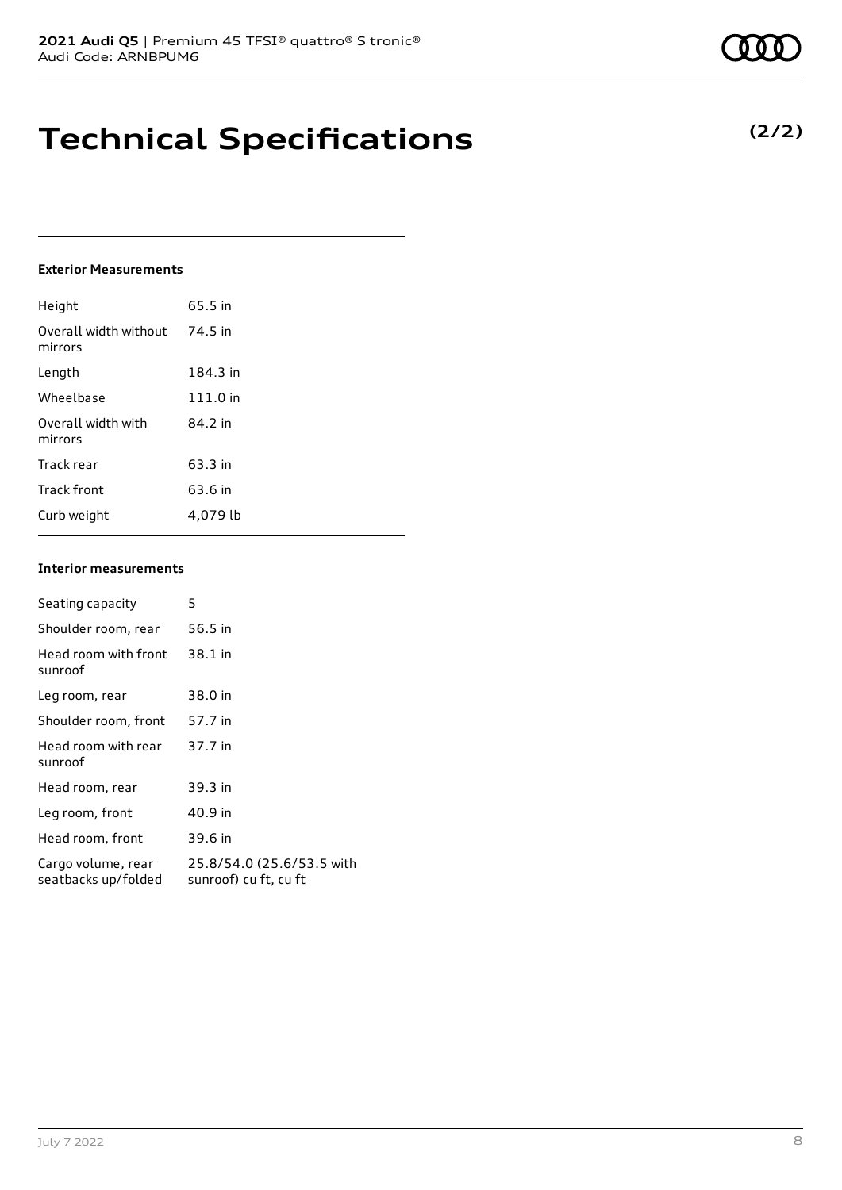# Technical Specifications

**(2/2)**

### Exterior Measurements

| | |
|---|---|
| Height | 65.5 in |
| Overall width without mirrors | 74.5 in |
| Length | 184.3 in |
| Wheelbase | 111.0 in |
| Overall width with mirrors | 84.2 in |
| Track rear | 63.3 in |
| Track front | 63.6 in |
| Curb weight | 4,079 lb |

### Interior measurements

| | |
|---|---|
| Seating capacity | 5 |
| Shoulder room, rear | 56.5 in |
| Head room with front sunroof | 38.1 in |
| Leg room, rear | 38.0 in |
| Shoulder room, front | 57.7 in |
| Head room with rear sunroof | 37.7 in |
| Head room, rear | 39.3 in |
| Leg room, front | 40.9 in |
| Head room, front | 39.6 in |
| Cargo volume, rear seatbacks up/folded | 25.8/54.0 (25.6/53.5 with sunroof) cu ft, cu ft |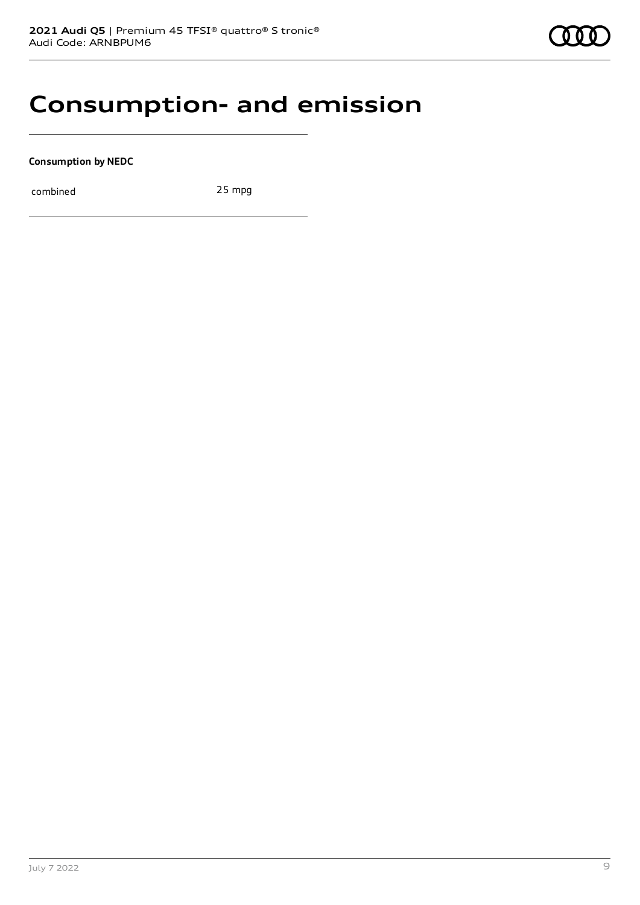# Consumption- and emission

**Consumption by NEDC**

| combined | 25 mpg |
| --- | --- |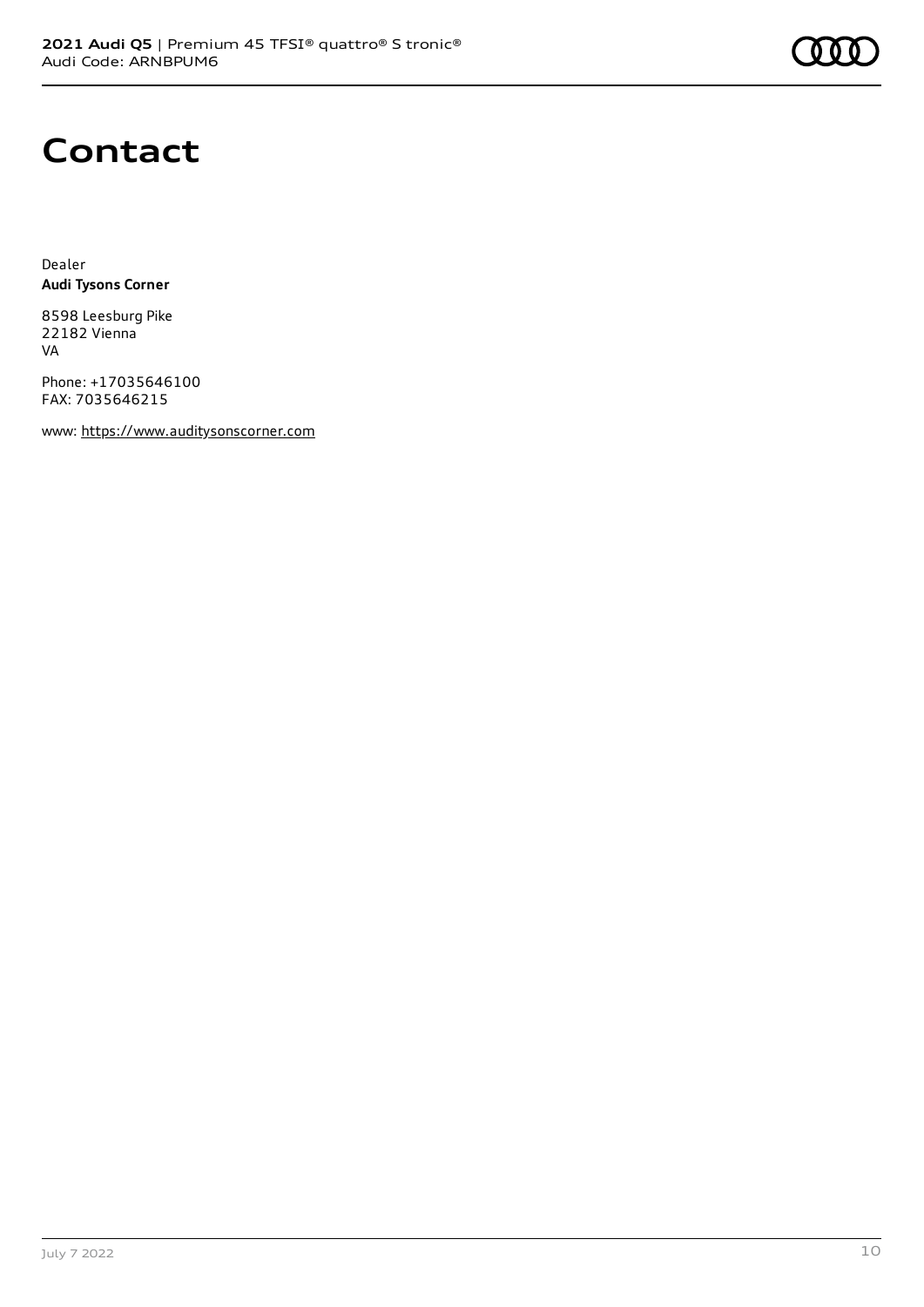# Contact

Dealer
**Audi Tysons Corner**

8598 Leesburg Pike
22182 Vienna
VA

Phone: +17035646100
FAX: 7035646215

www: https://www.auditysonscorner.com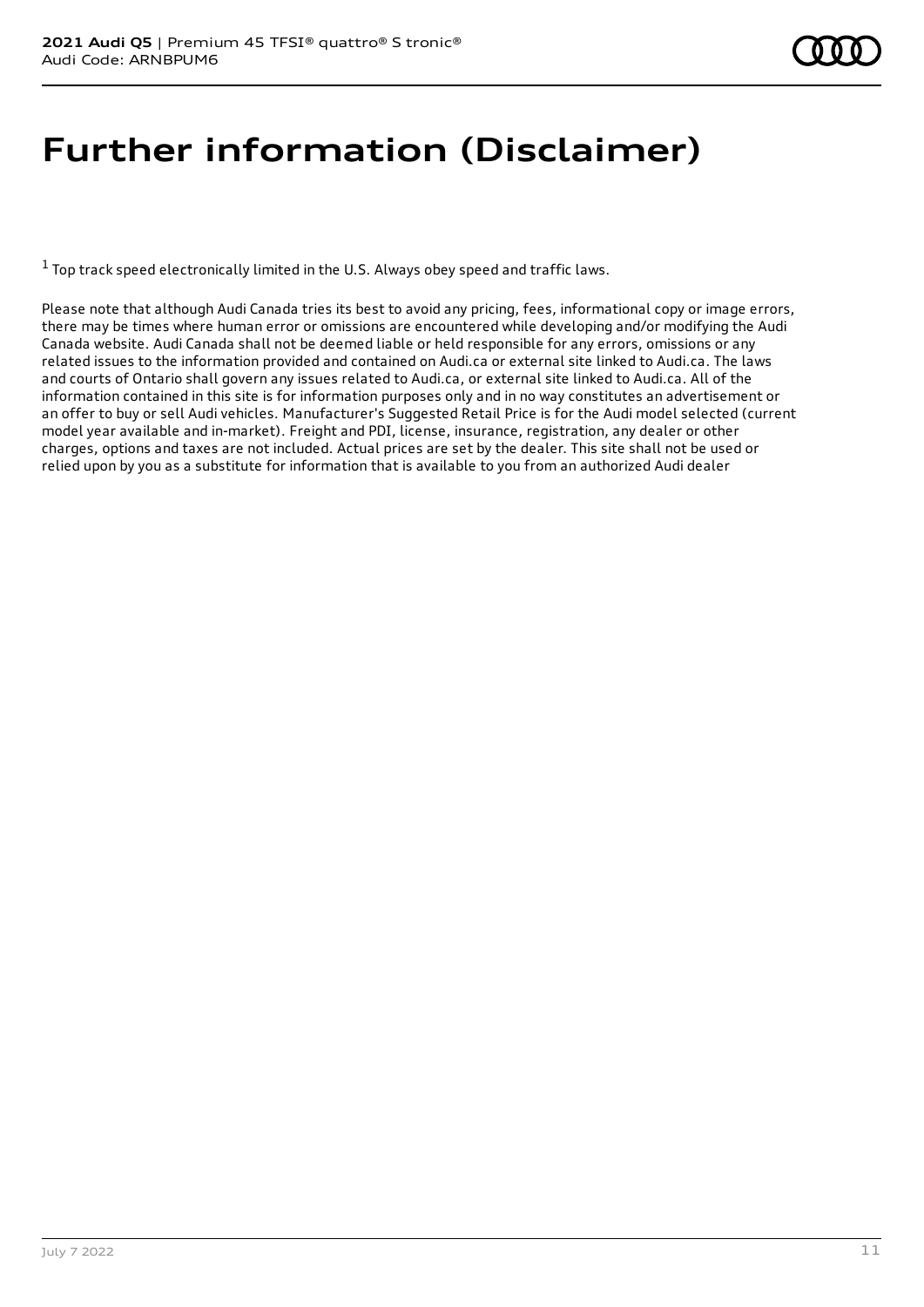# Further information (Disclaimer)

[1] Top track speed electronically limited in the U.S. Always obey speed and traffic laws.

Please note that although Audi Canada tries its best to avoid any pricing, fees, informational copy or image errors, there may be times where human error or omissions are encountered while developing and/or modifying the Audi Canada website. Audi Canada shall not be deemed liable or held responsible for any errors, omissions or any related issues to the information provided and contained on Audi.ca or external site linked to Audi.ca. The laws and courts of Ontario shall govern any issues related to Audi.ca, or external site linked to Audi.ca. All of the information contained in this site is for information purposes only and in no way constitutes an advertisement or an offer to buy or sell Audi vehicles. Manufacturer's Suggested Retail Price is for the Audi model selected (current model year available and in-market). Freight and PDI, license, insurance, registration, any dealer or other charges, options and taxes are not included. Actual prices are set by the dealer. This site shall not be used or relied upon by you as a substitute for information that is available to you from an authorized Audi dealer